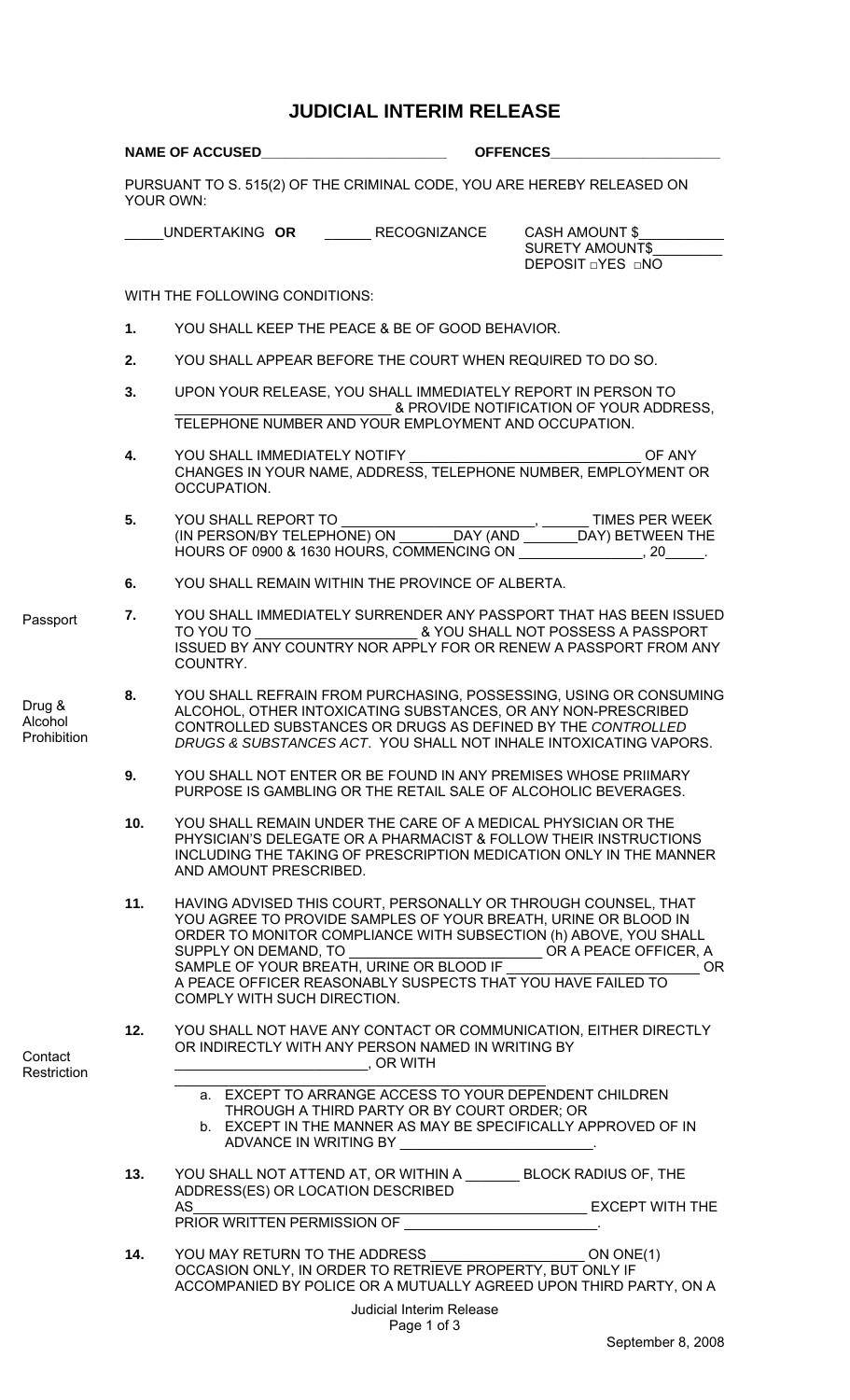# JUDICIAL INTERIM RELEASE

**NAME OF ACCUSED**\_\_\_\_\_\_\_\_\_\_\_\_\_\_\_\_\_\_\_\_\_\_\_\_ **OFFENCES**\_\_\_\_\_\_\_\_\_\_\_\_\_\_\_\_\_\_\_\_\_\_

PURSUANT TO S. 515(2) OF THE CRIMINAL CODE, YOU ARE HEREBY RELEASED ON YOUR OWN:

\_\_\_\_\_UNDERTAKING **OR** \_\_\_\_\_\_ RECOGNIZANCE  CASH AMOUNT $\_\_\_\_\_\_\_\_\_\_\_
SURETY AMOUNT$\_\_\_\_\_\_\_\_\_
DEPOSIT □YES □NO

WITH THE FOLLOWING CONDITIONS:

**1.** YOU SHALL KEEP THE PEACE & BE OF GOOD BEHAVIOR.

**2.** YOU SHALL APPEAR BEFORE THE COURT WHEN REQUIRED TO DO SO.

**3.** UPON YOUR RELEASE, YOU SHALL IMMEDIATELY REPORT IN PERSON TO \_\_\_\_\_\_\_\_\_\_\_\_\_\_\_\_\_\_\_\_\_\_\_\_\_\_\_ & PROVIDE NOTIFICATION OF YOUR ADDRESS, TELEPHONE NUMBER AND YOUR EMPLOYMENT AND OCCUPATION.

**4.** YOU SHALL IMMEDIATELY NOTIFY \_\_\_\_\_\_\_\_\_\_\_\_\_\_\_\_\_\_\_\_\_\_\_\_\_\_\_\_\_\_ OF ANY CHANGES IN YOUR NAME, ADDRESS, TELEPHONE NUMBER, EMPLOYMENT OR OCCUPATION.

**5.** YOU SHALL REPORT TO \_\_\_\_\_\_\_\_\_\_\_\_\_\_\_\_\_\_\_\_\_\_\_\_\_, \_\_\_\_\_\_ TIMES PER WEEK (IN PERSON/BY TELEPHONE) ON \_\_\_\_\_\_\_DAY (AND \_\_\_\_\_\_\_DAY) BETWEEN THE HOURS OF 0900 & 1630 HOURS, COMMENCING ON \_\_\_\_\_\_\_\_\_\_\_\_\_\_\_\_, 20\_\_\_\_\_.

**6.** YOU SHALL REMAIN WITHIN THE PROVINCE OF ALBERTA.

Passport

**7.** YOU SHALL IMMEDIATELY SURRENDER ANY PASSPORT THAT HAS BEEN ISSUED TO YOU TO \_\_\_\_\_\_\_\_\_\_\_\_\_\_\_\_\_\_\_\_\_ & YOU SHALL NOT POSSESS A PASSPORT ISSUED BY ANY COUNTRY NOR APPLY FOR OR RENEW A PASSPORT FROM ANY COUNTRY.

Drug & Alcohol Prohibition

**8.** YOU SHALL REFRAIN FROM PURCHASING, POSSESSING, USING OR CONSUMING ALCOHOL, OTHER INTOXICATING SUBSTANCES, OR ANY NON-PRESCRIBED CONTROLLED SUBSTANCES OR DRUGS AS DEFINED BY THE *CONTROLLED DRUGS & SUBSTANCES ACT*. YOU SHALL NOT INHALE INTOXICATING VAPORS.

**9.** YOU SHALL NOT ENTER OR BE FOUND IN ANY PREMISES WHOSE PRIIMARY PURPOSE IS GAMBLING OR THE RETAIL SALE OF ALCOHOLIC BEVERAGES.

**10.** YOU SHALL REMAIN UNDER THE CARE OF A MEDICAL PHYSICIAN OR THE PHYSICIAN'S DELEGATE OR A PHARMACIST & FOLLOW THEIR INSTRUCTIONS INCLUDING THE TAKING OF PRESCRIPTION MEDICATION ONLY IN THE MANNER AND AMOUNT PRESCRIBED.

**11.** HAVING ADVISED THIS COURT, PERSONALLY OR THROUGH COUNSEL, THAT YOU AGREE TO PROVIDE SAMPLES OF YOUR BREATH, URINE OR BLOOD IN ORDER TO MONITOR COMPLIANCE WITH SUBSECTION (h) ABOVE, YOU SHALL SUPPLY ON DEMAND, TO \_\_\_\_\_\_\_\_\_\_\_\_\_\_\_\_\_\_\_\_\_\_\_\_ OR A PEACE OFFICER, A SAMPLE OF YOUR BREATH, URINE OR BLOOD IF \_\_\_\_\_\_\_\_\_\_\_\_\_\_\_\_\_\_\_\_\_\_\_\_ OR A PEACE OFFICER REASONABLY SUSPECTS THAT YOU HAVE FAILED TO COMPLY WITH SUCH DIRECTION.

Contact Restriction

**12.** YOU SHALL NOT HAVE ANY CONTACT OR COMMUNICATION, EITHER DIRECTLY OR INDIRECTLY WITH ANY PERSON NAMED IN WRITING BY \_\_\_\_\_\_\_\_\_\_\_\_\_\_\_\_\_\_\_\_\_\_\_\_\_, OR WITH \_\_\_\_\_\_\_\_\_\_\_\_\_\_\_\_\_\_\_\_\_\_\_\_\_\_\_\_\_\_\_\_\_\_\_\_\_\_\_\_\_\_\_\_

a. EXCEPT TO ARRANGE ACCESS TO YOUR DEPENDENT CHILDREN THROUGH A THIRD PARTY OR BY COURT ORDER; OR
b. EXCEPT IN THE MANNER AS MAY BE SPECIFICALLY APPROVED OF IN ADVANCE IN WRITING BY \_\_\_\_\_\_\_\_\_\_\_\_\_\_\_\_\_\_\_\_\_\_\_\_.

**13.** YOU SHALL NOT ATTEND AT, OR WITHIN A \_\_\_\_\_\_\_ BLOCK RADIUS OF, THE ADDRESS(ES) OR LOCATION DESCRIBED AS\_\_\_\_\_\_\_\_\_\_\_\_\_\_\_\_\_\_\_\_\_\_\_\_\_\_\_\_\_\_\_\_\_\_\_\_\_\_\_\_\_\_\_\_\_\_\_\_ EXCEPT WITH THE PRIOR WRITTEN PERMISSION OF \_\_\_\_\_\_\_\_\_\_\_\_\_\_\_\_\_\_\_\_\_\_\_\_.

**14.** YOU MAY RETURN TO THE ADDRESS \_\_\_\_\_\_\_\_\_\_\_\_\_\_\_\_\_\_\_\_\_ ON ONE(1) OCCASION ONLY, IN ORDER TO RETRIEVE PROPERTY, BUT ONLY IF ACCOMPANIED BY POLICE OR A MUTUALLY AGREED UPON THIRD PARTY, ON A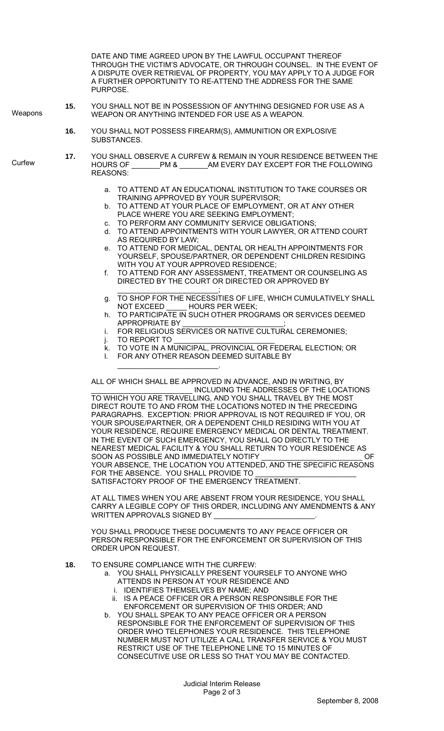DATE AND TIME AGREED UPON BY THE LAWFUL OCCUPANT THEREOF THROUGH THE VICTIM'S ADVOCATE, OR THROUGH COUNSEL. IN THE EVENT OF A DISPUTE OVER RETRIEVAL OF PROPERTY, YOU MAY APPLY TO A JUDGE FOR A FURTHER OPPORTUNITY TO RE-ATTEND THE ADDRESS FOR THE SAME PURPOSE.

Weapons

**15.** YOU SHALL NOT BE IN POSSESSION OF ANYTHING DESIGNED FOR USE AS A WEAPON OR ANYTHING INTENDED FOR USE AS A WEAPON.

**16.** YOU SHALL NOT POSSESS FIREARM(S), AMMUNITION OR EXPLOSIVE SUBSTANCES.

Curfew

**17.** YOU SHALL OBSERVE A CURFEW & REMAIN IN YOUR RESIDENCE BETWEEN THE HOURS OF _______PM & _______AM EVERY DAY EXCEPT FOR THE FOLLOWING REASONS:

a. TO ATTEND AT AN EDUCATIONAL INSTITUTION TO TAKE COURSES OR TRAINING APPROVED BY YOUR SUPERVISOR;
b. TO ATTEND AT YOUR PLACE OF EMPLOYMENT, OR AT ANY OTHER PLACE WHERE YOU ARE SEEKING EMPLOYMENT;
c. TO PERFORM ANY COMMUNITY SERVICE OBLIGATIONS;
d. TO ATTEND APPOINTMENTS WITH YOUR LAWYER, OR ATTEND COURT AS REQUIRED BY LAW;
e. TO ATTEND FOR MEDICAL, DENTAL OR HEALTH APPOINTMENTS FOR YOURSELF, SPOUSE/PARTNER, OR DEPENDENT CHILDREN RESIDING WITH YOU AT YOUR APPROVED RESIDENCE;
f. TO ATTEND FOR ANY ASSESSMENT, TREATMENT OR COUNSELING AS DIRECTED BY THE COURT OR DIRECTED OR APPROVED BY ________________________;
g. TO SHOP FOR THE NECESSITIES OF LIFE, WHICH CUMULATIVELY SHALL NOT EXCEED _____ HOURS PER WEEK;
h. TO PARTICIPATE IN SUCH OTHER PROGRAMS OR SERVICES DEEMED APPROPRIATE BY ________________________;
i. FOR RELIGIOUS SERVICES OR NATIVE CULTURAL CEREMONIES;
j. TO REPORT TO ________________________
k. TO VOTE IN A MUNICIPAL, PROVINCIAL OR FEDERAL ELECTION; OR
l. FOR ANY OTHER REASON DEEMED SUITABLE BY ________________________.

ALL OF WHICH SHALL BE APPROVED IN ADVANCE, AND IN WRITING, BY ________________________ INCLUDING THE ADDRESSES OF THE LOCATIONS TO WHICH YOU ARE TRAVELLING, AND YOU SHALL TRAVEL BY THE MOST DIRECT ROUTE TO AND FROM THE LOCATIONS NOTED IN THE PRECEDING PARAGRAPHS. EXCEPTION: PRIOR APPROVAL IS NOT REQUIRED IF YOU, OR YOUR SPOUSE/PARTNER, OR A DEPENDENT CHILD RESIDING WITH YOU AT YOUR RESIDENCE, REQUIRE EMERGENCY MEDICAL OR DENTAL TREATMENT. IN THE EVENT OF SUCH EMERGENCY, YOU SHALL GO DIRECTLY TO THE NEAREST MEDICAL FACILITY & YOU SHALL RETURN TO YOUR RESIDENCE AS SOON AS POSSIBLE AND IMMEDIATELY NOTIFY ________________________ OF YOUR ABSENCE, THE LOCATION YOU ATTENDED, AND THE SPECIFIC REASONS FOR THE ABSENCE. YOU SHALL PROVIDE TO ________________________ SATISFACTORY PROOF OF THE EMERGENCY TREATMENT.

AT ALL TIMES WHEN YOU ARE ABSENT FROM YOUR RESIDENCE, YOU SHALL CARRY A LEGIBLE COPY OF THIS ORDER, INCLUDING ANY AMENDMENTS & ANY WRITTEN APPROVALS SIGNED BY ________________________.

YOU SHALL PRODUCE THESE DOCUMENTS TO ANY PEACE OFFICER OR PERSON RESPONSIBLE FOR THE ENFORCEMENT OR SUPERVISION OF THIS ORDER UPON REQUEST.

**18.** TO ENSURE COMPLIANCE WITH THE CURFEW:

a. YOU SHALL PHYSICALLY PRESENT YOURSELF TO ANYONE WHO ATTENDS IN PERSON AT YOUR RESIDENCE AND
   i. IDENTIFIES THEMSELVES BY NAME; AND
   ii. IS A PEACE OFFICER OR A PERSON RESPONSIBLE FOR THE ENFORCEMENT OR SUPERVISION OF THIS ORDER; AND
b. YOU SHALL SPEAK TO ANY PEACE OFFICER OR A PERSON RESPONSIBLE FOR THE ENFORCEMENT OF SUPERVISION OF THIS ORDER WHO TELEPHONES YOUR RESIDENCE. THIS TELEPHONE NUMBER MUST NOT UTILIZE A CALL TRANSFER SERVICE & YOU MUST RESTRICT USE OF THE TELEPHONE LINE TO 15 MINUTES OF CONSECUTIVE USE OR LESS SO THAT YOU MAY BE CONTACTED.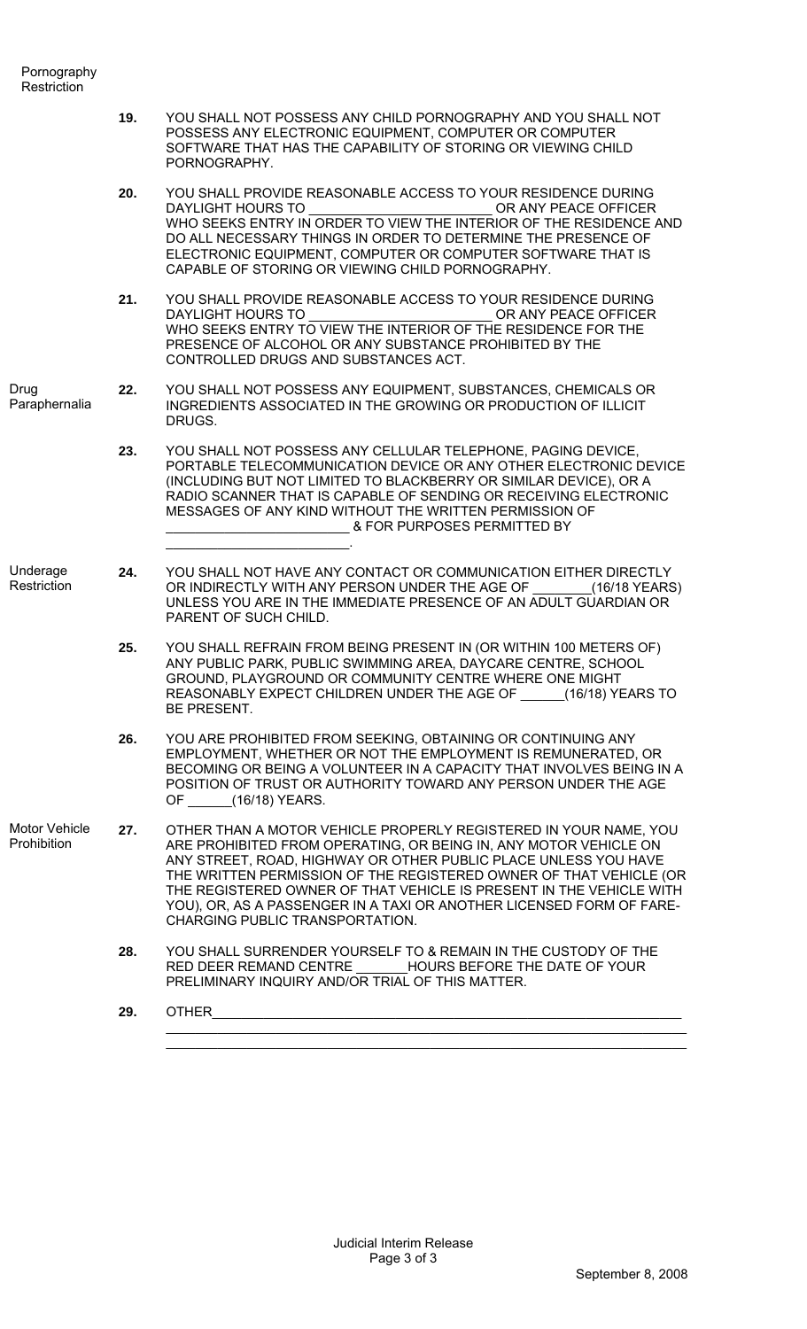Pornography Restriction

**19.** YOU SHALL NOT POSSESS ANY CHILD PORNOGRAPHY AND YOU SHALL NOT POSSESS ANY ELECTRONIC EQUIPMENT, COMPUTER OR COMPUTER SOFTWARE THAT HAS THE CAPABILITY OF STORING OR VIEWING CHILD PORNOGRAPHY.

**20.** YOU SHALL PROVIDE REASONABLE ACCESS TO YOUR RESIDENCE DURING DAYLIGHT HOURS TO _________________________ OR ANY PEACE OFFICER WHO SEEKS ENTRY IN ORDER TO VIEW THE INTERIOR OF THE RESIDENCE AND DO ALL NECESSARY THINGS IN ORDER TO DETERMINE THE PRESENCE OF ELECTRONIC EQUIPMENT, COMPUTER OR COMPUTER SOFTWARE THAT IS CAPABLE OF STORING OR VIEWING CHILD PORNOGRAPHY.

**21.** YOU SHALL PROVIDE REASONABLE ACCESS TO YOUR RESIDENCE DURING DAYLIGHT HOURS TO _________________________ OR ANY PEACE OFFICER WHO SEEKS ENTRY TO VIEW THE INTERIOR OF THE RESIDENCE FOR THE PRESENCE OF ALCOHOL OR ANY SUBSTANCE PROHIBITED BY THE CONTROLLED DRUGS AND SUBSTANCES ACT.

Drug Paraphernalia

**22.** YOU SHALL NOT POSSESS ANY EQUIPMENT, SUBSTANCES, CHEMICALS OR INGREDIENTS ASSOCIATED IN THE GROWING OR PRODUCTION OF ILLICIT DRUGS.

**23.** YOU SHALL NOT POSSESS ANY CELLULAR TELEPHONE, PAGING DEVICE, PORTABLE TELECOMMUNICATION DEVICE OR ANY OTHER ELECTRONIC DEVICE (INCLUDING BUT NOT LIMITED TO BLACKBERRY OR SIMILAR DEVICE), OR A RADIO SCANNER THAT IS CAPABLE OF SENDING OR RECEIVING ELECTRONIC MESSAGES OF ANY KIND WITHOUT THE WRITTEN PERMISSION OF _________________________ & FOR PURPOSES PERMITTED BY _________________________.

Underage Restriction

**24.** YOU SHALL NOT HAVE ANY CONTACT OR COMMUNICATION EITHER DIRECTLY OR INDIRECTLY WITH ANY PERSON UNDER THE AGE OF ________(16/18 YEARS) UNLESS YOU ARE IN THE IMMEDIATE PRESENCE OF AN ADULT GUARDIAN OR PARENT OF SUCH CHILD.

**25.** YOU SHALL REFRAIN FROM BEING PRESENT IN (OR WITHIN 100 METERS OF) ANY PUBLIC PARK, PUBLIC SWIMMING AREA, DAYCARE CENTRE, SCHOOL GROUND, PLAYGROUND OR COMMUNITY CENTRE WHERE ONE MIGHT REASONABLY EXPECT CHILDREN UNDER THE AGE OF ______(16/18) YEARS TO BE PRESENT.

**26.** YOU ARE PROHIBITED FROM SEEKING, OBTAINING OR CONTINUING ANY EMPLOYMENT, WHETHER OR NOT THE EMPLOYMENT IS REMUNERATED, OR BECOMING OR BEING A VOLUNTEER IN A CAPACITY THAT INVOLVES BEING IN A POSITION OF TRUST OR AUTHORITY TOWARD ANY PERSON UNDER THE AGE OF ______(16/18) YEARS.

Motor Vehicle Prohibition

**27.** OTHER THAN A MOTOR VEHICLE PROPERLY REGISTERED IN YOUR NAME, YOU ARE PROHIBITED FROM OPERATING, OR BEING IN, ANY MOTOR VEHICLE ON ANY STREET, ROAD, HIGHWAY OR OTHER PUBLIC PLACE UNLESS YOU HAVE THE WRITTEN PERMISSION OF THE REGISTERED OWNER OF THAT VEHICLE (OR THE REGISTERED OWNER OF THAT VEHICLE IS PRESENT IN THE VEHICLE WITH YOU), OR, AS A PASSENGER IN A TAXI OR ANOTHER LICENSED FORM OF FARE-CHARGING PUBLIC TRANSPORTATION.

**28.** YOU SHALL SURRENDER YOURSELF TO & REMAIN IN THE CUSTODY OF THE RED DEER REMAND CENTRE _______HOURS BEFORE THE DATE OF YOUR PRELIMINARY INQUIRY AND/OR TRIAL OF THIS MATTER.

**29.** OTHER_________________________________________________________________
______________________________________________________________________
______________________________________________________________________

Judicial Interim Release

September 8, 2008